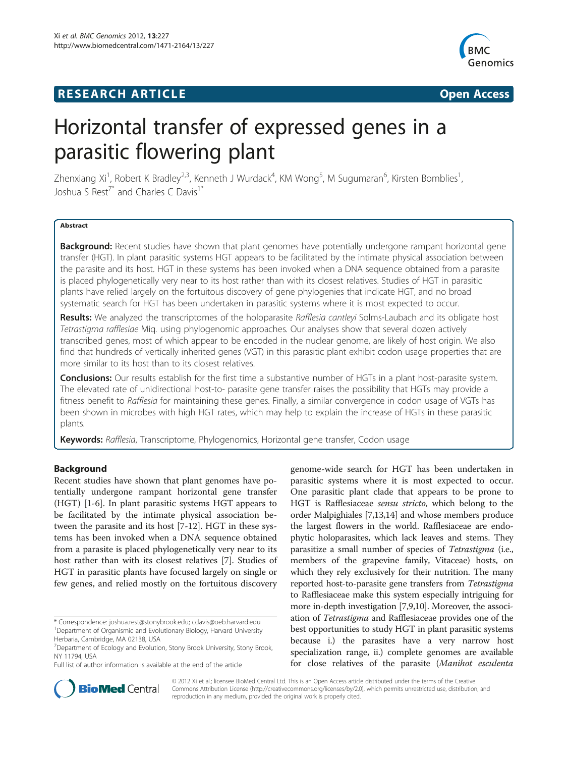**RESEARCH ARTICLE** **Open Access**

# Horizontal transfer of expressed genes in a parasitic flowering plant

Zhenxiang Xi[1], Robert K Bradley[2,3], Kenneth J Wurdack[4], KM Wong[5], M Sugumaran[6], Kirsten Bomblies[1], Joshua S Rest[7*] and Charles C Davis[1*]

## Abstract

**Background:** Recent studies have shown that plant genomes have potentially undergone rampant horizontal gene transfer (HGT). In plant parasitic systems HGT appears to be facilitated by the intimate physical association between the parasite and its host. HGT in these systems has been invoked when a DNA sequence obtained from a parasite is placed phylogenetically very near to its host rather than with its closest relatives. Studies of HGT in parasitic plants have relied largely on the fortuitous discovery of gene phylogenies that indicate HGT, and no broad systematic search for HGT has been undertaken in parasitic systems where it is most expected to occur.

**Results:** We analyzed the transcriptomes of the holoparasite *Rafflesia cantleyi* Solms-Laubach and its obligate host *Tetrastigma rafflesiae* Miq. using phylogenomic approaches. Our analyses show that several dozen actively transcribed genes, most of which appear to be encoded in the nuclear genome, are likely of host origin. We also find that hundreds of vertically inherited genes (VGT) in this parasitic plant exhibit codon usage properties that are more similar to its host than to its closest relatives.

**Conclusions:** Our results establish for the first time a substantive number of HGTs in a plant host-parasite system. The elevated rate of unidirectional host-to- parasite gene transfer raises the possibility that HGTs may provide a fitness benefit to *Rafflesia* for maintaining these genes. Finally, a similar convergence in codon usage of VGTs has been shown in microbes with high HGT rates, which may help to explain the increase of HGTs in these parasitic plants.

**Keywords:** *Rafflesia*, Transcriptome, Phylogenomics, Horizontal gene transfer, Codon usage

## Background

Recent studies have shown that plant genomes have potentially undergone rampant horizontal gene transfer (HGT) [1-6]. In plant parasitic systems HGT appears to be facilitated by the intimate physical association between the parasite and its host [7-12]. HGT in these systems has been invoked when a DNA sequence obtained from a parasite is placed phylogenetically very near to its host rather than with its closest relatives [7]. Studies of HGT in parasitic plants have focused largely on single or few genes, and relied mostly on the fortuitous discovery genome-wide search for HGT has been undertaken in parasitic systems where it is most expected to occur. One parasitic plant clade that appears to be prone to HGT is Rafflesiaceae *sensu stricto*, which belong to the order Malpighiales [7,13,14] and whose members produce the largest flowers in the world. Rafflesiaceae are endophytic holoparasites, which lack leaves and stems. They parasitize a small number of species of *Tetrastigma* (i.e., members of the grapevine family, Vitaceae) hosts, on which they rely exclusively for their nutrition. The many reported host-to-parasite gene transfers from *Tetrastigma* to Rafflesiaceae make this system especially intriguing for more in-depth investigation [7,9,10]. Moreover, the association of *Tetrastigma* and Rafflesiaceae provides one of the best opportunities to study HGT in plant parasitic systems because i.) the parasites have a very narrow host specialization range, ii.) complete genomes are available for close relatives of the parasite (*Manihot esculenta*

\* Correspondence: joshua.rest@stonybrook.edu; cdavis@oeb.harvard.edu
[1]Department of Organismic and Evolutionary Biology, Harvard University Herbaria, Cambridge, MA 02138, USA
[7]Department of Ecology and Evolution, Stony Brook University, Stony Brook, NY 11794, USA
Full list of author information is available at the end of the article

© 2012 Xi et al.; licensee BioMed Central Ltd. This is an Open Access article distributed under the terms of the Creative Commons Attribution License (http://creativecommons.org/licenses/by/2.0), which permits unrestricted use, distribution, and reproduction in any medium, provided the original work is properly cited.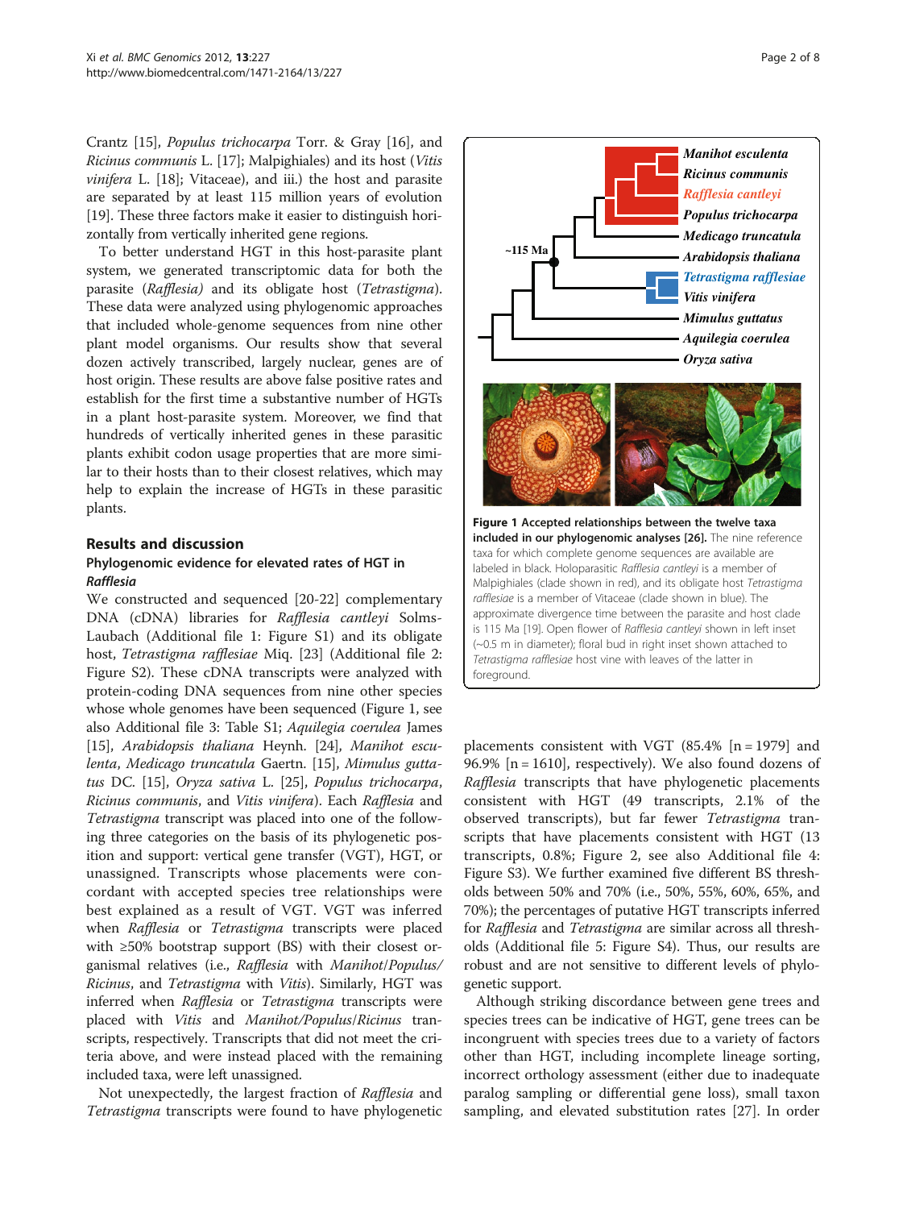Crantz [15], *Populus trichocarpa* Torr. & Gray [16], and *Ricinus communis* L. [17]; Malpighiales) and its host (*Vitis vinifera* L. [18]; Vitaceae), and iii.) the host and parasite are separated by at least 115 million years of evolution [19]. These three factors make it easier to distinguish horizontally from vertically inherited gene regions.

To better understand HGT in this host-parasite plant system, we generated transcriptomic data for both the parasite (*Rafflesia)* and its obligate host (*Tetrastigma*). These data were analyzed using phylogenomic approaches that included whole-genome sequences from nine other plant model organisms. Our results show that several dozen actively transcribed, largely nuclear, genes are of host origin. These results are above false positive rates and establish for the first time a substantive number of HGTs in a plant host-parasite system. Moreover, we find that hundreds of vertically inherited genes in these parasitic plants exhibit codon usage properties that are more similar to their hosts than to their closest relatives, which may help to explain the increase of HGTs in these parasitic plants.

## Results and discussion

### Phylogenomic evidence for elevated rates of HGT in *Rafflesia*

We constructed and sequenced [20-22] complementary DNA (cDNA) libraries for *Rafflesia cantleyi* Solms-Laubach (Additional file 1: Figure S1) and its obligate host, *Tetrastigma rafflesiae* Miq. [23] (Additional file 2: Figure S2). These cDNA transcripts were analyzed with protein-coding DNA sequences from nine other species whose whole genomes have been sequenced (Figure 1, see also Additional file 3: Table S1; *Aquilegia coerulea* James [15], *Arabidopsis thaliana* Heynh. [24], *Manihot esculenta*, *Medicago truncatula* Gaertn. [15], *Mimulus guttatus* DC. [15], *Oryza sativa* L. [25], *Populus trichocarpa*, *Ricinus communis*, and *Vitis vinifera*). Each *Rafflesia* and *Tetrastigma* transcript was placed into one of the following three categories on the basis of its phylogenetic position and support: vertical gene transfer (VGT), HGT, or unassigned. Transcripts whose placements were concordant with accepted species tree relationships were best explained as a result of VGT. VGT was inferred when *Rafflesia* or *Tetrastigma* transcripts were placed with ≥50% bootstrap support (BS) with their closest organismal relatives (i.e., *Rafflesia* with *Manihot*/*Populus*/*Ricinus*, and *Tetrastigma* with *Vitis*). Similarly, HGT was inferred when *Rafflesia* or *Tetrastigma* transcripts were placed with *Vitis* and *Manihot*/*Populus*/*Ricinus* transcripts, respectively. Transcripts that did not meet the criteria above, and were instead placed with the remaining included taxa, were left unassigned.

Not unexpectedly, the largest fraction of *Rafflesia* and *Tetrastigma* transcripts were found to have phylogenetic placements consistent with VGT (85.4% [n = 1979] and 96.9% [n = 1610], respectively). We also found dozens of *Rafflesia* transcripts that have phylogenetic placements consistent with HGT (49 transcripts, 2.1% of the observed transcripts), but far fewer *Tetrastigma* transcripts that have placements consistent with HGT (13 transcripts, 0.8%; Figure 2, see also Additional file 4: Figure S3). We further examined five different BS thresholds between 50% and 70% (i.e., 50%, 55%, 60%, 65%, and 70%); the percentages of putative HGT transcripts inferred for *Rafflesia* and *Tetrastigma* are similar across all thresholds (Additional file 5: Figure S4). Thus, our results are robust and are not sensitive to different levels of phylogenetic support.

Although striking discordance between gene trees and species trees can be indicative of HGT, gene trees can be incongruent with species trees due to a variety of factors other than HGT, including incomplete lineage sorting, incorrect orthology assessment (either due to inadequate paralog sampling or differential gene loss), small taxon sampling, and elevated substitution rates [27]. In order

**Figure 1 Accepted relationships between the twelve taxa included in our phylogenomic analyses [26].** The nine reference taxa for which complete genome sequences are available are labeled in black. Holoparasitic *Rafflesia cantleyi* is a member of Malpighiales (clade shown in red), and its obligate host *Tetrastigma rafflesiae* is a member of Vitaceae (clade shown in blue). The approximate divergence time between the parasite and host clade is 115 Ma [19]. Open flower of *Rafflesia cantleyi* shown in left inset (~0.5 m in diameter); floral bud in right inset shown attached to *Tetrastigma rafflesiae* host vine with leaves of the latter in foreground.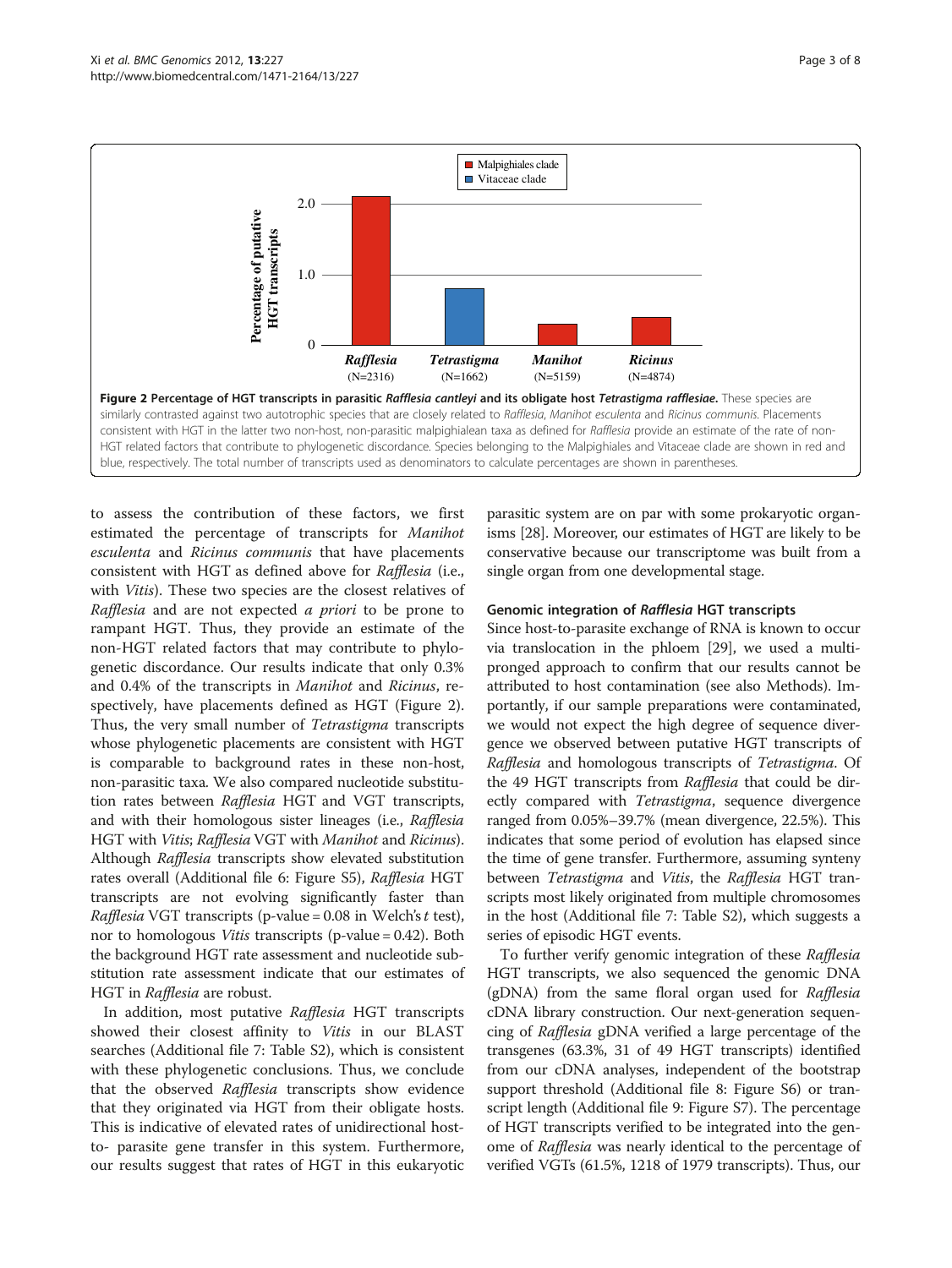**Figure 2 Percentage of HGT transcripts in parasitic *Rafflesia cantleyi* and its obligate host *Tetrastigma rafflesiae*.** These species are similarly contrasted against two autotrophic species that are closely related to *Rafflesia*, *Manihot esculenta* and *Ricinus communis*. Placements consistent with HGT in the latter two non-host, non-parasitic malpighialean taxa as defined for *Rafflesia* provide an estimate of the rate of non-HGT related factors that contribute to phylogenetic discordance. Species belonging to the Malpighiales and Vitaceae clade are shown in red and blue, respectively. The total number of transcripts used as denominators to calculate percentages are shown in parentheses.

to assess the contribution of these factors, we first estimated the percentage of transcripts for *Manihot esculenta* and *Ricinus communis* that have placements consistent with HGT as defined above for *Rafflesia* (i.e., with *Vitis*). These two species are the closest relatives of *Rafflesia* and are not expected *a priori* to be prone to rampant HGT. Thus, they provide an estimate of the non-HGT related factors that may contribute to phylogenetic discordance. Our results indicate that only 0.3% and 0.4% of the transcripts in *Manihot* and *Ricinus*, respectively, have placements defined as HGT (Figure 2). Thus, the very small number of *Tetrastigma* transcripts whose phylogenetic placements are consistent with HGT is comparable to background rates in these non-host, non-parasitic taxa. We also compared nucleotide substitution rates between *Rafflesia* HGT and VGT transcripts, and with their homologous sister lineages (i.e., *Rafflesia* HGT with *Vitis*; *Rafflesia* VGT with *Manihot* and *Ricinus*). Although *Rafflesia* transcripts show elevated substitution rates overall (Additional file 6: Figure S5), *Rafflesia* HGT transcripts are not evolving significantly faster than *Rafflesia* VGT transcripts (p-value = 0.08 in Welch's $t$ test), nor to homologous *Vitis* transcripts (p-value = 0.42). Both the background HGT rate assessment and nucleotide substitution rate assessment indicate that our estimates of HGT in *Rafflesia* are robust.

In addition, most putative *Rafflesia* HGT transcripts showed their closest affinity to *Vitis* in our BLAST searches (Additional file 7: Table S2), which is consistent with these phylogenetic conclusions. Thus, we conclude that the observed *Rafflesia* transcripts show evidence that they originated via HGT from their obligate hosts. This is indicative of elevated rates of unidirectional host-to- parasite gene transfer in this system. Furthermore, our results suggest that rates of HGT in this eukaryotic parasitic system are on par with some prokaryotic organisms [28]. Moreover, our estimates of HGT are likely to be conservative because our transcriptome was built from a single organ from one developmental stage.

### Genomic integration of *Rafflesia* HGT transcripts

Since host-to-parasite exchange of RNA is known to occur via translocation in the phloem [29], we used a multipronged approach to confirm that our results cannot be attributed to host contamination (see also Methods). Importantly, if our sample preparations were contaminated, we would not expect the high degree of sequence divergence we observed between putative HGT transcripts of *Rafflesia* and homologous transcripts of *Tetrastigma*. Of the 49 HGT transcripts from *Rafflesia* that could be directly compared with *Tetrastigma*, sequence divergence ranged from 0.05%–39.7% (mean divergence, 22.5%). This indicates that some period of evolution has elapsed since the time of gene transfer. Furthermore, assuming synteny between *Tetrastigma* and *Vitis*, the *Rafflesia* HGT transcripts most likely originated from multiple chromosomes in the host (Additional file 7: Table S2), which suggests a series of episodic HGT events.

To further verify genomic integration of these *Rafflesia* HGT transcripts, we also sequenced the genomic DNA (gDNA) from the same floral organ used for *Rafflesia* cDNA library construction. Our next-generation sequencing of *Rafflesia* gDNA verified a large percentage of the transgenes (63.3%, 31 of 49 HGT transcripts) identified from our cDNA analyses, independent of the bootstrap support threshold (Additional file 8: Figure S6) or transcript length (Additional file 9: Figure S7). The percentage of HGT transcripts verified to be integrated into the genome of *Rafflesia* was nearly identical to the percentage of verified VGTs (61.5%, 1218 of 1979 transcripts). Thus, our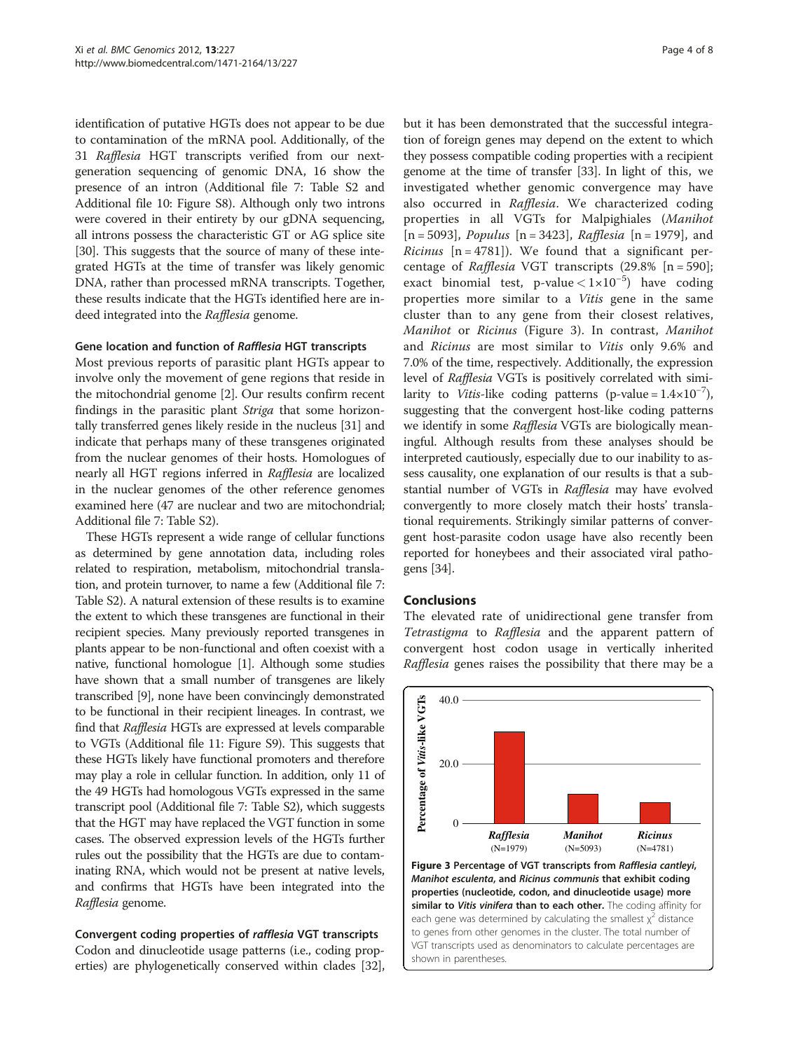identification of putative HGTs does not appear to be due to contamination of the mRNA pool. Additionally, of the 31 *Rafflesia* HGT transcripts verified from our next-generation sequencing of genomic DNA, 16 show the presence of an intron (Additional file 7: Table S2 and Additional file 10: Figure S8). Although only two introns were covered in their entirety by our gDNA sequencing, all introns possess the characteristic GT or AG splice site [30]. This suggests that the source of many of these integrated HGTs at the time of transfer was likely genomic DNA, rather than processed mRNA transcripts. Together, these results indicate that the HGTs identified here are indeed integrated into the *Rafflesia* genome.

### Gene location and function of *Rafflesia* HGT transcripts

Most previous reports of parasitic plant HGTs appear to involve only the movement of gene regions that reside in the mitochondrial genome [2]. Our results confirm recent findings in the parasitic plant *Striga* that some horizontally transferred genes likely reside in the nucleus [31] and indicate that perhaps many of these transgenes originated from the nuclear genomes of their hosts. Homologues of nearly all HGT regions inferred in *Rafflesia* are localized in the nuclear genomes of the other reference genomes examined here (47 are nuclear and two are mitochondrial; Additional file 7: Table S2).

These HGTs represent a wide range of cellular functions as determined by gene annotation data, including roles related to respiration, metabolism, mitochondrial translation, and protein turnover, to name a few (Additional file 7: Table S2). A natural extension of these results is to examine the extent to which these transgenes are functional in their recipient species. Many previously reported transgenes in plants appear to be non-functional and often coexist with a native, functional homologue [1]. Although some studies have shown that a small number of transgenes are likely transcribed [9], none have been convincingly demonstrated to be functional in their recipient lineages. In contrast, we find that *Rafflesia* HGTs are expressed at levels comparable to VGTs (Additional file 11: Figure S9). This suggests that these HGTs likely have functional promoters and therefore may play a role in cellular function. In addition, only 11 of the 49 HGTs had homologous VGTs expressed in the same transcript pool (Additional file 7: Table S2), which suggests that the HGT may have replaced the VGT function in some cases. The observed expression levels of the HGTs further rules out the possibility that the HGTs are due to contaminating RNA, which would not be present at native levels, and confirms that HGTs have been integrated into the *Rafflesia* genome.

### Convergent coding properties of *rafflesia* VGT transcripts

Codon and dinucleotide usage patterns (i.e., coding properties) are phylogenetically conserved within clades [32], but it has been demonstrated that the successful integration of foreign genes may depend on the extent to which they possess compatible coding properties with a recipient genome at the time of transfer [33]. In light of this, we investigated whether genomic convergence may have also occurred in *Rafflesia*. We characterized coding properties in all VGTs for Malpighiales (*Manihot* [n = 5093], *Populus* [n = 3423], *Rafflesia* [n = 1979], and *Ricinus* [n = 4781]). We found that a significant percentage of *Rafflesia* VGT transcripts (29.8% [n = 590]; exact binomial test, p-value $< 1\times10^{-5}$) have coding properties more similar to a *Vitis* gene in the same cluster than to any gene from their closest relatives, *Manihot* or *Ricinus* (Figure 3). In contrast, *Manihot* and *Ricinus* are most similar to *Vitis* only 9.6% and 7.0% of the time, respectively. Additionally, the expression level of *Rafflesia* VGTs is positively correlated with similarity to *Vitis*-like coding patterns (p-value $= 1.4\times10^{-7}$), suggesting that the convergent host-like coding patterns we identify in some *Rafflesia* VGTs are biologically meaningful. Although results from these analyses should be interpreted cautiously, especially due to our inability to assess causality, one explanation of our results is that a substantial number of VGTs in *Rafflesia* may have evolved convergently to more closely match their hosts' translational requirements. Strikingly similar patterns of convergent host-parasite codon usage have also recently been reported for honeybees and their associated viral pathogens [34].

## Conclusions

The elevated rate of unidirectional gene transfer from *Tetrastigma* to *Rafflesia* and the apparent pattern of convergent host codon usage in vertically inherited *Rafflesia* genes raises the possibility that there may be a

**Figure 3 Percentage of VGT transcripts from *Rafflesia cantleyi*, *Manihot esculenta*, and *Ricinus communis* that exhibit coding properties (nucleotide, codon, and dinucleotide usage) more similar to *Vitis vinifera* than to each other.** The coding affinity for each gene was determined by calculating the smallest $\chi^2$ distance to genes from other genomes in the cluster. The total number of VGT transcripts used as denominators to calculate percentages are shown in parentheses.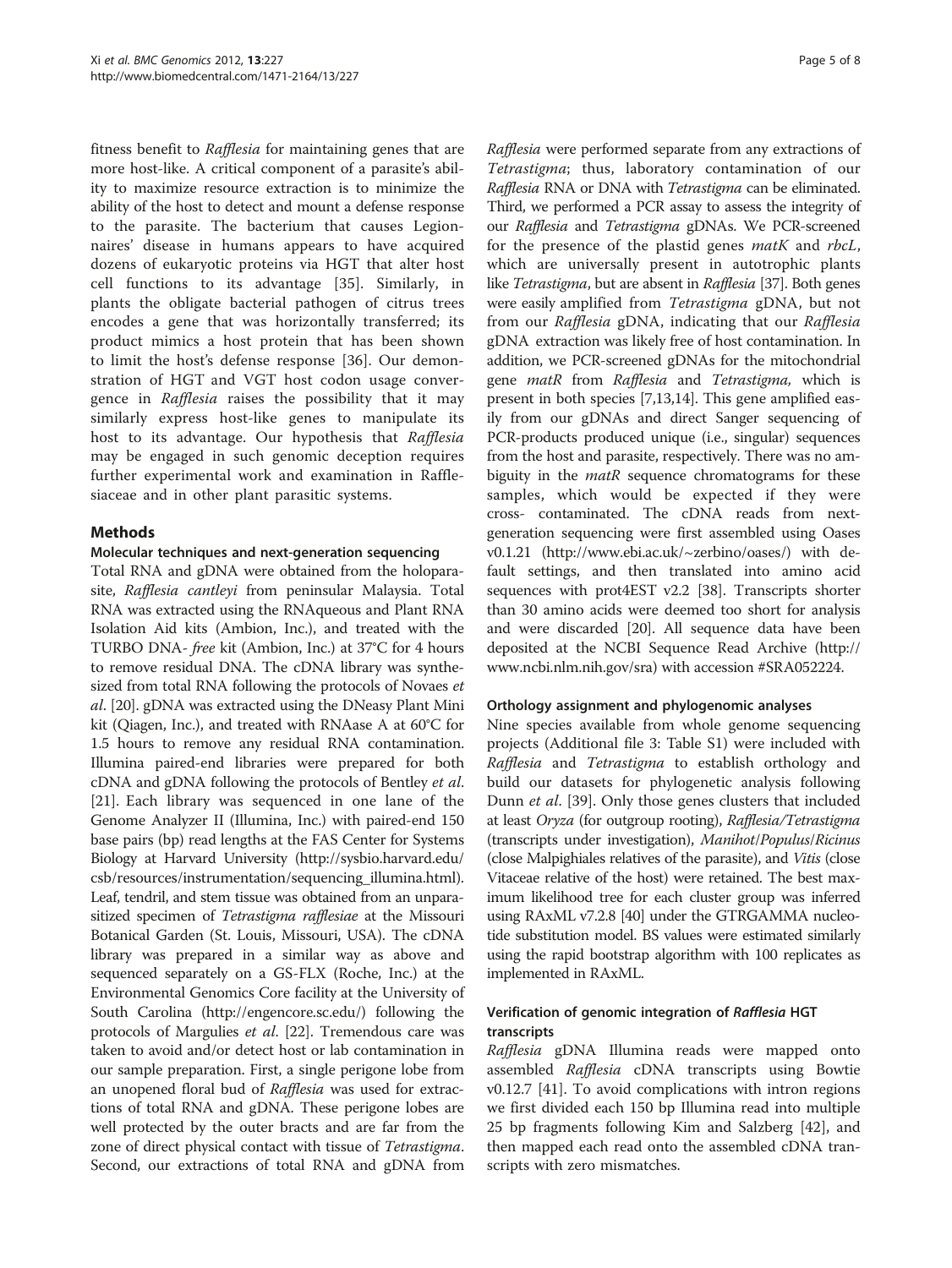fitness benefit to *Rafflesia* for maintaining genes that are more host-like. A critical component of a parasite's ability to maximize resource extraction is to minimize the ability of the host to detect and mount a defense response to the parasite. The bacterium that causes Legionnaires' disease in humans appears to have acquired dozens of eukaryotic proteins via HGT that alter host cell functions to its advantage [35]. Similarly, in plants the obligate bacterial pathogen of citrus trees encodes a gene that was horizontally transferred; its product mimics a host protein that has been shown to limit the host's defense response [36]. Our demonstration of HGT and VGT host codon usage convergence in *Rafflesia* raises the possibility that it may similarly express host-like genes to manipulate its host to its advantage. Our hypothesis that *Rafflesia* may be engaged in such genomic deception requires further experimental work and examination in Rafflesiaceae and in other plant parasitic systems.

## Methods

### Molecular techniques and next-generation sequencing

Total RNA and gDNA were obtained from the holoparasite, *Rafflesia cantleyi* from peninsular Malaysia. Total RNA was extracted using the RNAqueous and Plant RNA Isolation Aid kits (Ambion, Inc.), and treated with the TURBO DNA- *free* kit (Ambion, Inc.) at 37°C for 4 hours to remove residual DNA. The cDNA library was synthesized from total RNA following the protocols of Novaes *et al*. [20]. gDNA was extracted using the DNeasy Plant Mini kit (Qiagen, Inc.), and treated with RNAase A at 60°C for 1.5 hours to remove any residual RNA contamination. Illumina paired-end libraries were prepared for both cDNA and gDNA following the protocols of Bentley *et al*. [21]. Each library was sequenced in one lane of the Genome Analyzer II (Illumina, Inc.) with paired-end 150 base pairs (bp) read lengths at the FAS Center for Systems Biology at Harvard University (http://sysbio.harvard.edu/csb/resources/instrumentation/sequencing_illumina.html). Leaf, tendril, and stem tissue was obtained from an unparasitized specimen of *Tetrastigma rafflesiae* at the Missouri Botanical Garden (St. Louis, Missouri, USA). The cDNA library was prepared in a similar way as above and sequenced separately on a GS-FLX (Roche, Inc.) at the Environmental Genomics Core facility at the University of South Carolina (http://engencore.sc.edu/) following the protocols of Margulies *et al*. [22]. Tremendous care was taken to avoid and/or detect host or lab contamination in our sample preparation. First, a single perigone lobe from an unopened floral bud of *Rafflesia* was used for extractions of total RNA and gDNA. These perigone lobes are well protected by the outer bracts and are far from the zone of direct physical contact with tissue of *Tetrastigma*. Second, our extractions of total RNA and gDNA from *Rafflesia* were performed separate from any extractions of *Tetrastigma*; thus, laboratory contamination of our *Rafflesia* RNA or DNA with *Tetrastigma* can be eliminated. Third, we performed a PCR assay to assess the integrity of our *Rafflesia* and *Tetrastigma* gDNAs. We PCR-screened for the presence of the plastid genes *matK* and *rbcL*, which are universally present in autotrophic plants like *Tetrastigma*, but are absent in *Rafflesia* [37]. Both genes were easily amplified from *Tetrastigma* gDNA, but not from our *Rafflesia* gDNA, indicating that our *Rafflesia* gDNA extraction was likely free of host contamination. In addition, we PCR-screened gDNAs for the mitochondrial gene *matR* from *Rafflesia* and *Tetrastigma,* which is present in both species [7,13,14]. This gene amplified easily from our gDNAs and direct Sanger sequencing of PCR-products produced unique (i.e., singular) sequences from the host and parasite, respectively. There was no ambiguity in the *matR* sequence chromatograms for these samples, which would be expected if they were cross- contaminated. The cDNA reads from next-generation sequencing were first assembled using Oases v0.1.21 (http://www.ebi.ac.uk/~zerbino/oases/) with default settings, and then translated into amino acid sequences with prot4EST v2.2 [38]. Transcripts shorter than 30 amino acids were deemed too short for analysis and were discarded [20]. All sequence data have been deposited at the NCBI Sequence Read Archive (http://www.ncbi.nlm.nih.gov/sra) with accession #SRA052224.

### Orthology assignment and phylogenomic analyses

Nine species available from whole genome sequencing projects (Additional file 3: Table S1) were included with *Rafflesia* and *Tetrastigma* to establish orthology and build our datasets for phylogenetic analysis following Dunn *et al*. [39]. Only those genes clusters that included at least *Oryza* (for outgroup rooting), *Rafflesia/Tetrastigma* (transcripts under investigation), *Manihot*/*Populus*/*Ricinus* (close Malpighiales relatives of the parasite), and *Vitis* (close Vitaceae relative of the host) were retained. The best maximum likelihood tree for each cluster group was inferred using RAxML v7.2.8 [40] under the GTRGAMMA nucleotide substitution model. BS values were estimated similarly using the rapid bootstrap algorithm with 100 replicates as implemented in RAxML.

### Verification of genomic integration of *Rafflesia* HGT transcripts

*Rafflesia* gDNA Illumina reads were mapped onto assembled *Rafflesia* cDNA transcripts using Bowtie v0.12.7 [41]. To avoid complications with intron regions we first divided each 150 bp Illumina read into multiple 25 bp fragments following Kim and Salzberg [42], and then mapped each read onto the assembled cDNA transcripts with zero mismatches.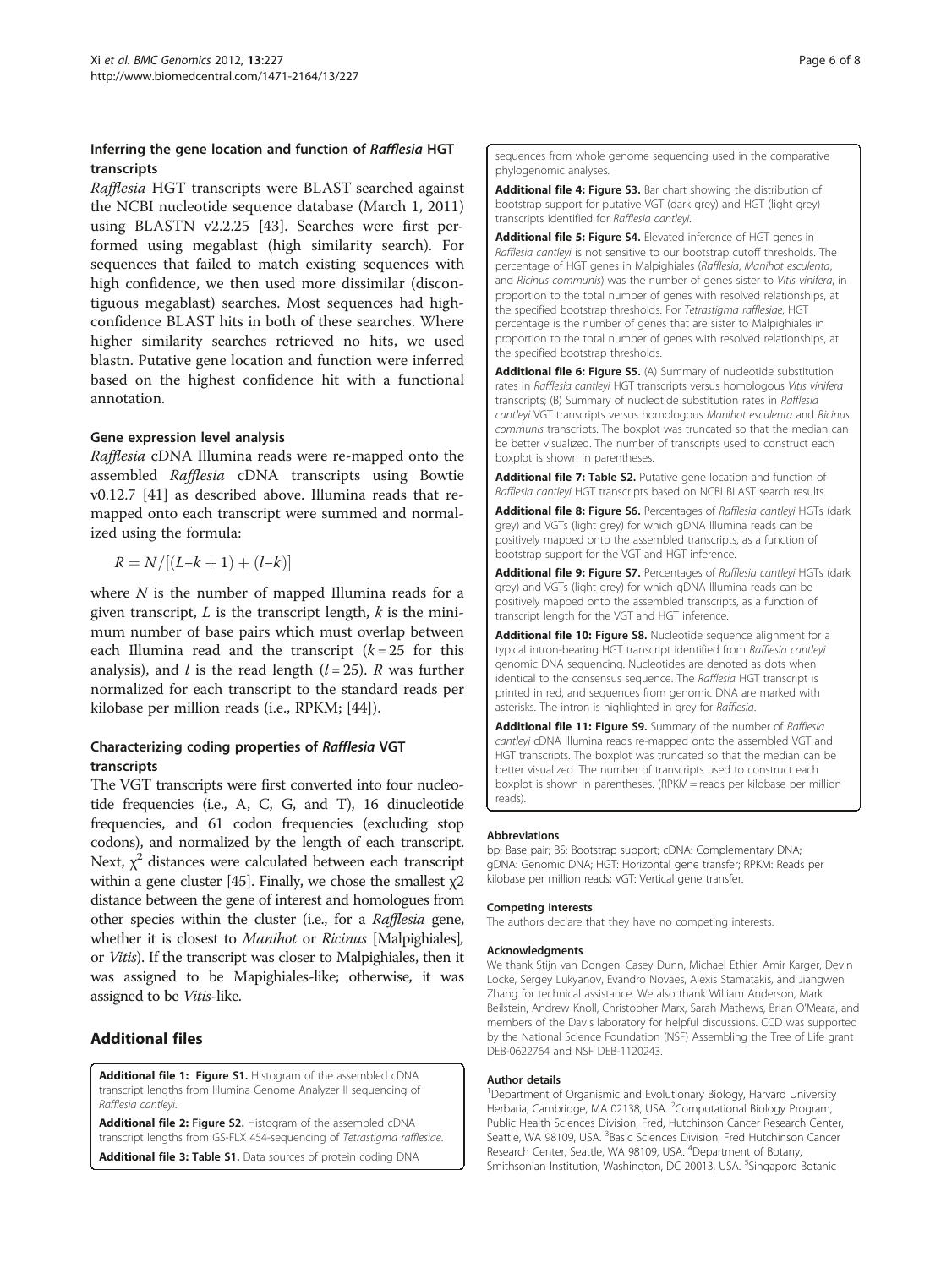### Inferring the gene location and function of *Rafflesia* HGT transcripts

*Rafflesia* HGT transcripts were BLAST searched against the NCBI nucleotide sequence database (March 1, 2011) using BLASTN v2.2.25 [43]. Searches were first performed using megablast (high similarity search). For sequences that failed to match existing sequences with high confidence, we then used more dissimilar (discontiguous megablast) searches. Most sequences had high-confidence BLAST hits in both of these searches. Where higher similarity searches retrieved no hits, we used blastn. Putative gene location and function were inferred based on the highest confidence hit with a functional annotation.

### Gene expression level analysis

*Rafflesia* cDNA Illumina reads were re-mapped onto the assembled *Rafflesia* cDNA transcripts using Bowtie v0.12.7 [41] as described above. Illumina reads that re-mapped onto each transcript were summed and normalized using the formula:

$$R = N/[(L{-}k + 1) + (l{-}k)]$$

where $N$ is the number of mapped Illumina reads for a given transcript, $L$ is the transcript length, $k$ is the minimum number of base pairs which must overlap between each Illumina read and the transcript ($k = 25$ for this analysis), and $l$ is the read length ($l = 25$). $R$ was further normalized for each transcript to the standard reads per kilobase per million reads (i.e., RPKM; [44]).

### Characterizing coding properties of *Rafflesia* VGT transcripts

The VGT transcripts were first converted into four nucleotide frequencies (i.e., A, C, G, and T), 16 dinucleotide frequencies, and 61 codon frequencies (excluding stop codons), and normalized by the length of each transcript. Next, $\chi^2$ distances were calculated between each transcript within a gene cluster [45]. Finally, we chose the smallest $\chi 2$ distance between the gene of interest and homologues from other species within the cluster (i.e., for a *Rafflesia* gene, whether it is closest to *Manihot* or *Ricinus* [Malpighiales], or *Vitis*). If the transcript was closer to Malpighiales, then it was assigned to be Mapighiales-like; otherwise, it was assigned to be *Vitis*-like.

## Additional files

**Additional file 1: Figure S1.** Histogram of the assembled cDNA transcript lengths from Illumina Genome Analyzer II sequencing of *Rafflesia cantleyi*.

**Additional file 2: Figure S2.** Histogram of the assembled cDNA transcript lengths from GS-FLX 454-sequencing of *Tetrastigma rafflesiae*.

**Additional file 3: Table S1.** Data sources of protein coding DNA sequences from whole genome sequencing used in the comparative phylogenomic analyses.

**Additional file 4: Figure S3.** Bar chart showing the distribution of bootstrap support for putative VGT (dark grey) and HGT (light grey) transcripts identified for *Rafflesia cantleyi*.

**Additional file 5: Figure S4.** Elevated inference of HGT genes in *Rafflesia cantleyi* is not sensitive to our bootstrap cutoff thresholds. The percentage of HGT genes in Malpighiales (*Rafflesia*, *Manihot esculenta*, and *Ricinus communis*) was the number of genes sister to *Vitis vinifera*, in proportion to the total number of genes with resolved relationships, at the specified bootstrap thresholds. For *Tetrastigma rafflesiae*, HGT percentage is the number of genes that are sister to Malpighiales in proportion to the total number of genes with resolved relationships, at the specified bootstrap thresholds.

**Additional file 6: Figure S5.** (A) Summary of nucleotide substitution rates in *Rafflesia cantleyi* HGT transcripts versus homologous *Vitis vinifera* transcripts; (B) Summary of nucleotide substitution rates in *Rafflesia cantleyi* VGT transcripts versus homologous *Manihot esculenta* and *Ricinus communis* transcripts. The boxplot was truncated so that the median can be better visualized. The number of transcripts used to construct each boxplot is shown in parentheses.

**Additional file 7: Table S2.** Putative gene location and function of *Rafflesia cantleyi* HGT transcripts based on NCBI BLAST search results.

**Additional file 8: Figure S6.** Percentages of *Rafflesia cantleyi* HGTs (dark grey) and VGTs (light grey) for which gDNA Illumina reads can be positively mapped onto the assembled transcripts, as a function of bootstrap support for the VGT and HGT inference.

**Additional file 9: Figure S7.** Percentages of *Rafflesia cantleyi* HGTs (dark grey) and VGTs (light grey) for which gDNA Illumina reads can be positively mapped onto the assembled transcripts, as a function of transcript length for the VGT and HGT inference.

**Additional file 10: Figure S8.** Nucleotide sequence alignment for a typical intron-bearing HGT transcript identified from *Rafflesia cantleyi* genomic DNA sequencing. Nucleotides are denoted as dots when identical to the consensus sequence. The *Rafflesia* HGT transcript is printed in red, and sequences from genomic DNA are marked with asterisks. The intron is highlighted in grey for *Rafflesia*.

**Additional file 11: Figure S9.** Summary of the number of *Rafflesia cantleyi* cDNA Illumina reads re-mapped onto the assembled VGT and HGT transcripts. The boxplot was truncated so that the median can be better visualized. The number of transcripts used to construct each boxplot is shown in parentheses. (RPKM = reads per kilobase per million reads).

#### Abbreviations

bp: Base pair; BS: Bootstrap support; cDNA: Complementary DNA; gDNA: Genomic DNA; HGT: Horizontal gene transfer; RPKM: Reads per kilobase per million reads; VGT: Vertical gene transfer.

#### Competing interests

The authors declare that they have no competing interests.

#### Acknowledgments

We thank Stijn van Dongen, Casey Dunn, Michael Ethier, Amir Karger, Devin Locke, Sergey Lukyanov, Evandro Novaes, Alexis Stamatakis, and Jiangwen Zhang for technical assistance. We also thank William Anderson, Mark Beilstein, Andrew Knoll, Christopher Marx, Sarah Mathews, Brian O'Meara, and members of the Davis laboratory for helpful discussions. CCD was supported by the National Science Foundation (NSF) Assembling the Tree of Life grant DEB-0622764 and NSF DEB-1120243.

#### Author details

[1]Department of Organismic and Evolutionary Biology, Harvard University Herbaria, Cambridge, MA 02138, USA. [2]Computational Biology Program, Public Health Sciences Division, Fred, Hutchinson Cancer Research Center, Seattle, WA 98109, USA. [3]Basic Sciences Division, Fred Hutchinson Cancer Research Center, Seattle, WA 98109, USA. [4]Department of Botany, Smithsonian Institution, Washington, DC 20013, USA. [5]Singapore Botanic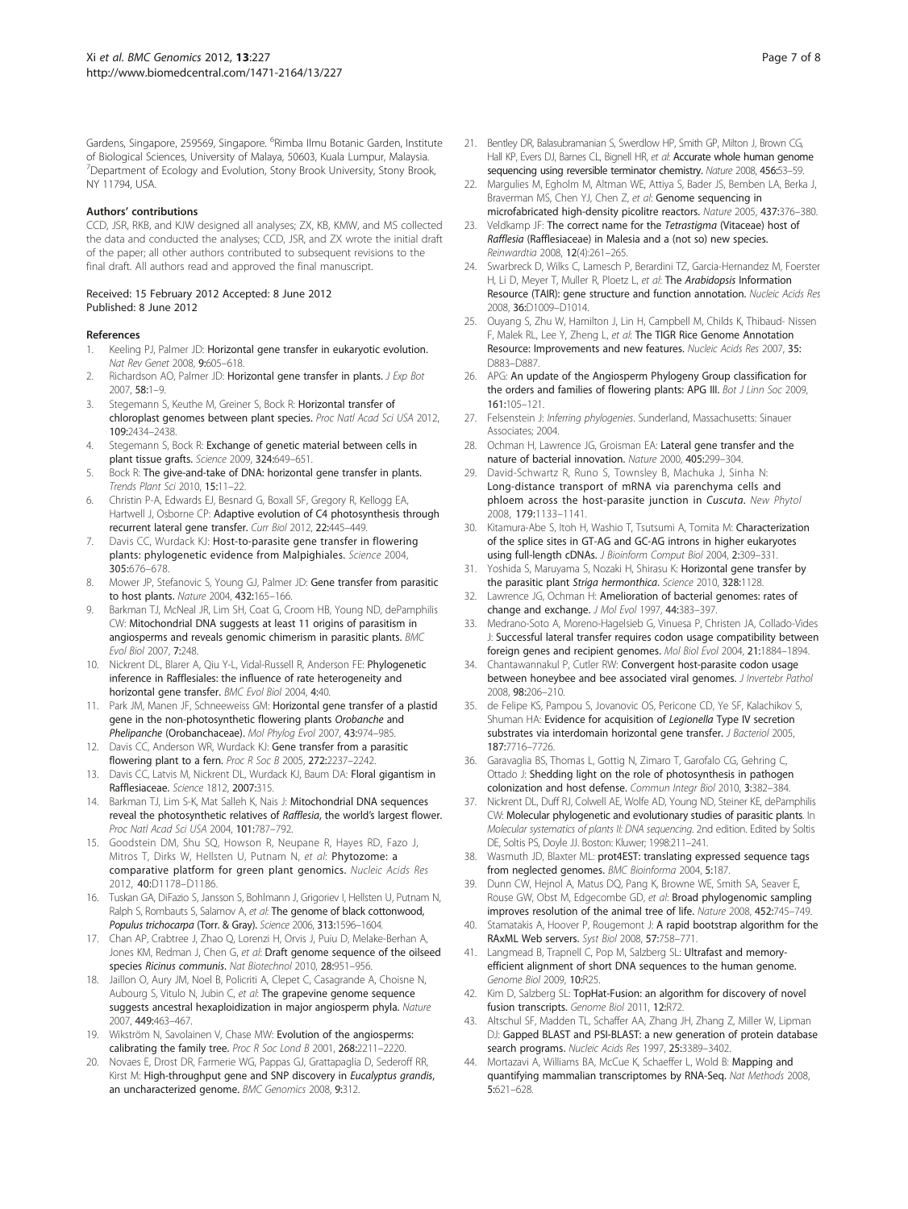Gardens, Singapore, 259569, Singapore. [6]Rimba Ilmu Botanic Garden, Institute of Biological Sciences, University of Malaya, 50603, Kuala Lumpur, Malaysia. [7]Department of Ecology and Evolution, Stony Brook University, Stony Brook, NY 11794, USA.

#### Authors' contributions

CCD, JSR, RKB, and KJW designed all analyses; ZX, KB, KMW, and MS collected the data and conducted the analyses; CCD, JSR, and ZX wrote the initial draft of the paper; all other authors contributed to subsequent revisions to the final draft. All authors read and approved the final manuscript.

Received: 15 February 2012 Accepted: 8 June 2012
Published: 8 June 2012

#### References

1. Keeling PJ, Palmer JD: **Horizontal gene transfer in eukaryotic evolution.** *Nat Rev Genet* 2008, **9:**605–618.
2. Richardson AO, Palmer JD: **Horizontal gene transfer in plants.** *J Exp Bot* 2007, **58:**1–9.
3. Stegemann S, Keuthe M, Greiner S, Bock R: **Horizontal transfer of chloroplast genomes between plant species.** *Proc Natl Acad Sci USA* 2012, **109:**2434–2438.
4. Stegemann S, Bock R: **Exchange of genetic material between cells in plant tissue grafts.** *Science* 2009, **324:**649–651.
5. Bock R: **The give-and-take of DNA: horizontal gene transfer in plants.** *Trends Plant Sci* 2010, **15:**11–22.
6. Christin P-A, Edwards EJ, Besnard G, Boxall SF, Gregory R, Kellogg EA, Hartwell J, Osborne CP: **Adaptive evolution of C4 photosynthesis through recurrent lateral gene transfer.** *Curr Biol* 2012, **22:**445–449.
7. Davis CC, Wurdack KJ: **Host-to-parasite gene transfer in flowering plants: phylogenetic evidence from Malpighiales.** *Science* 2004, **305:**676–678.
8. Mower JP, Stefanovic S, Young GJ, Palmer JD: **Gene transfer from parasitic to host plants.** *Nature* 2004, **432:**165–166.
9. Barkman TJ, McNeal JR, Lim SH, Coat G, Croom HB, Young ND, dePamphilis CW: **Mitochondrial DNA suggests at least 11 origins of parasitism in angiosperms and reveals genomic chimerism in parasitic plants.** *BMC Evol Biol* 2007, **7:**248.
10. Nickrent DL, Blarer A, Qiu Y-L, Vidal-Russell R, Anderson FE: **Phylogenetic inference in Rafflesiales: the influence of rate heterogeneity and horizontal gene transfer.** *BMC Evol Biol* 2004, **4:**40.
11. Park JM, Manen JF, Schneeweiss GM: **Horizontal gene transfer of a plastid gene in the non-photosynthetic flowering plants** ***Orobanche*** **and** ***Phelipanche*** **(Orobanchaceae).** *Mol Phylog Evol* 2007, **43:**974–985.
12. Davis CC, Anderson WR, Wurdack KJ: **Gene transfer from a parasitic flowering plant to a fern.** *Proc R Soc B* 2005, **272:**2237–2242.
13. Davis CC, Latvis M, Nickrent DL, Wurdack KJ, Baum DA: **Floral gigantism in Rafflesiaceae.** *Science* 1812, **2007:**315.
14. Barkman TJ, Lim S-K, Mat Salleh K, Nais J: **Mitochondrial DNA sequences reveal the photosynthetic relatives of** ***Rafflesia*****, the world's largest flower.** *Proc Natl Acad Sci USA* 2004, **101:**787–792.
15. Goodstein DM, Shu SQ, Howson R, Neupane R, Hayes RD, Fazo J, Mitros T, Dirks W, Hellsten U, Putnam N, *et al*: **Phytozome: a comparative platform for green plant genomics.** *Nucleic Acids Res* 2012, **40:**D1178–D1186.
16. Tuskan GA, DiFazio S, Jansson S, Bohlmann J, Grigoriev I, Hellsten U, Putnam N, Ralph S, Rombauts S, Salamov A, *et al*: **The genome of black cottonwood,** ***Populus trichocarpa*** **(Torr. & Gray).** *Science* 2006, **313:**1596–1604.
17. Chan AP, Crabtree J, Zhao Q, Lorenzi H, Orvis J, Puiu D, Melake-Berhan A, Jones KM, Redman J, Chen G, *et al*: **Draft genome sequence of the oilseed species** ***Ricinus communis*****.** *Nat Biotechnol* 2010, **28:**951–956.
18. Jaillon O, Aury JM, Noel B, Policriti A, Clepet C, Casagrande A, Choisne N, Aubourg S, Vitulo N, Jubin C, *et al*: **The grapevine genome sequence suggests ancestral hexaploidization in major angiosperm phyla.** *Nature* 2007, **449:**463–467.
19. Wikström N, Savolainen V, Chase MW: **Evolution of the angiosperms: calibrating the family tree.** *Proc R Soc Lond B* 2001, **268:**2211–2220.
20. Novaes E, Drost DR, Farmerie WG, Pappas GJ, Grattapaglia D, Sederoff RR, Kirst M: **High-throughput gene and SNP discovery in** ***Eucalyptus grandis*****, an uncharacterized genome.** *BMC Genomics* 2008, **9:**312.
21. Bentley DR, Balasubramanian S, Swerdlow HP, Smith GP, Milton J, Brown CG, Hall KP, Evers DJ, Barnes CL, Bignell HR, *et al*: **Accurate whole human genome sequencing using reversible terminator chemistry.** *Nature* 2008, **456:**53–59.
22. Margulies M, Egholm M, Altman WE, Attiya S, Bader JS, Bemben LA, Berka J, Braverman MS, Chen YJ, Chen Z, *et al*: **Genome sequencing in microfabricated high-density picolitre reactors.** *Nature* 2005, **437:**376–380.
23. Veldkamp JF: **The correct name for the** ***Tetrastigma*** **(Vitaceae) host of** ***Rafflesia*** **(Rafflesiaceae) in Malesia and a (not so) new species.** *Reinwardtia* 2008, **12**(4):261–265.
24. Swarbreck D, Wilks C, Lamesch P, Berardini TZ, Garcia-Hernandez M, Foerster H, Li D, Meyer T, Muller R, Ploetz L, *et al*: **The** ***Arabidopsis*** **Information Resource (TAIR): gene structure and function annotation.** *Nucleic Acids Res* 2008, **36:**D1009–D1014.
25. Ouyang S, Zhu W, Hamilton J, Lin H, Campbell M, Childs K, Thibaud- Nissen F, Malek RL, Lee Y, Zheng L, *et al*: **The TIGR Rice Genome Annotation Resource: Improvements and new features.** *Nucleic Acids Res* 2007, **35:** D883–D887.
26. APG: **An update of the Angiosperm Phylogeny Group classification for the orders and families of flowering plants: APG III.** *Bot J Linn Soc* 2009, **161:**105–121.
27. Felsenstein J: *Inferring phylogenies*. Sunderland, Massachusetts: Sinauer Associates; 2004.
28. Ochman H, Lawrence JG, Groisman EA: **Lateral gene transfer and the nature of bacterial innovation.** *Nature* 2000, **405:**299–304.
29. David-Schwartz R, Runo S, Townsley B, Machuka J, Sinha N: **Long-distance transport of mRNA via parenchyma cells and phloem across the host-parasite junction in** ***Cuscuta*****.** *New Phytol* 2008, **179:**1133–1141.
30. Kitamura-Abe S, Itoh H, Washio T, Tsutsumi A, Tomita M: **Characterization of the splice sites in GT-AG and GC-AG introns in higher eukaryotes using full-length cDNAs.** *J Bioinform Comput Biol* 2004, **2:**309–331.
31. Yoshida S, Maruyama S, Nozaki H, Shirasu K: **Horizontal gene transfer by the parasitic plant** ***Striga hermonthica*****.** *Science* 2010, **328:**1128.
32. Lawrence JG, Ochman H: **Amelioration of bacterial genomes: rates of change and exchange.** *J Mol Evol* 1997, **44:**383–397.
33. Medrano-Soto A, Moreno-Hagelsieb G, Vinuesa P, Christen JA, Collado-Vides J: **Successful lateral transfer requires codon usage compatibility between foreign genes and recipient genomes.** *Mol Biol Evol* 2004, **21:**1884–1894.
34. Chantawannakul P, Cutler RW: **Convergent host-parasite codon usage between honeybee and bee associated viral genomes.** *J Invertebr Pathol* 2008, **98:**206–210.
35. de Felipe KS, Pampou S, Jovanovic OS, Pericone CD, Ye SF, Kalachikov S, Shuman HA: **Evidence for acquisition of** ***Legionella*** **Type IV secretion substrates via interdomain horizontal gene transfer.** *J Bacteriol* 2005, **187:**7716–7726.
36. Garavaglia BS, Thomas L, Gottig N, Zimaro T, Garofalo CG, Gehring C, Ottado J: **Shedding light on the role of photosynthesis in pathogen colonization and host defense.** *Commun Integr Biol* 2010, **3:**382–384.
37. Nickrent DL, Duff RJ, Colwell AE, Wolfe AD, Young ND, Steiner KE, dePamphilis CW: **Molecular phylogenetic and evolutionary studies of parasitic plants.** In *Molecular systematics of plants II: DNA sequencing*. 2nd edition. Edited by Soltis DE, Soltis PS, Doyle JJ. Boston: Kluwer; 1998:211–241.
38. Wasmuth JD, Blaxter ML: **prot4EST: translating expressed sequence tags from neglected genomes.** *BMC Bioinforma* 2004, **5:**187.
39. Dunn CW, Hejnol A, Matus DQ, Pang K, Browne WE, Smith SA, Seaver E, Rouse GW, Obst M, Edgecombe GD, *et al*: **Broad phylogenomic sampling improves resolution of the animal tree of life.** *Nature* 2008, **452:**745–749.
40. Stamatakis A, Hoover P, Rougemont J: **A rapid bootstrap algorithm for the RAxML Web servers.** *Syst Biol* 2008, **57:**758–771.
41. Langmead B, Trapnell C, Pop M, Salzberg SL: **Ultrafast and memory-efficient alignment of short DNA sequences to the human genome.** *Genome Biol* 2009, **10:**R25.
42. Kim D, Salzberg SL: **TopHat-Fusion: an algorithm for discovery of novel fusion transcripts.** *Genome Biol* 2011, **12:**R72.
43. Altschul SF, Madden TL, Schaffer AA, Zhang JH, Zhang Z, Miller W, Lipman DJ: **Gapped BLAST and PSI-BLAST: a new generation of protein database search programs.** *Nucleic Acids Res* 1997, **25:**3389–3402.
44. Mortazavi A, Williams BA, McCue K, Schaeffer L, Wold B: **Mapping and quantifying mammalian transcriptomes by RNA-Seq.** *Nat Methods* 2008, **5:**621–628.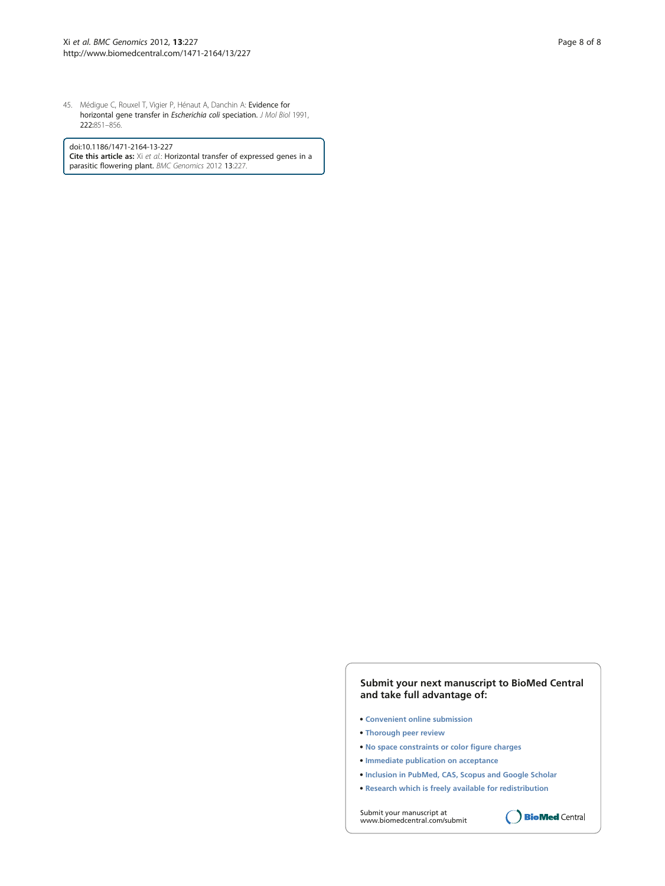45. Médigue C, Rouxel T, Vigier P, Hénaut A, Danchin A: **Evidence for horizontal gene transfer in *Escherichia coli* speciation.** *J Mol Biol* 1991, **222:**851–856.

doi:10.1186/1471-2164-13-227
**Cite this article as:** Xi *et al.*: Horizontal transfer of expressed genes in a parasitic flowering plant. *BMC Genomics* 2012 **13**:227.

**Submit your next manuscript to BioMed Central and take full advantage of:**

- **Convenient online submission**
- **Thorough peer review**
- **No space constraints or color figure charges**
- **Immediate publication on acceptance**
- **Inclusion in PubMed, CAS, Scopus and Google Scholar**
- **Research which is freely available for redistribution**

Submit your manuscript at
www.biomedcentral.com/submit

BioMed Central